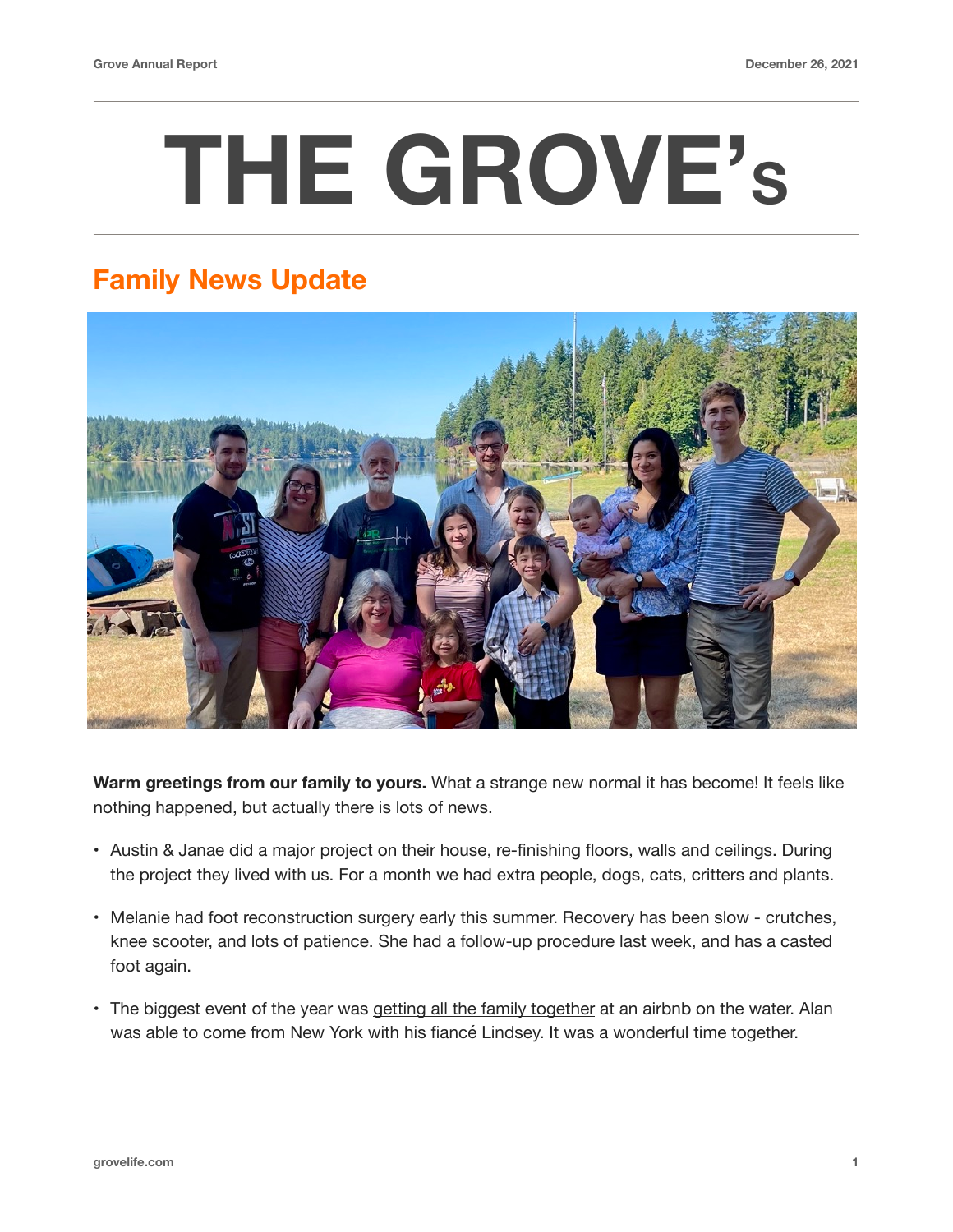# THE GROVE's

## Family News Update

**Warm greetings from our family to yours.** What a strange new normal it has become! It feels like nothing happened, but actually there is lots of news.

- Austin & Janae did a major project on their house, re-finishing floors, walls and ceilings. During the project they lived with us. For a month we had extra people, dogs, cats, critters and plants.
- Melanie had foot reconstruction surgery early this summer. Recovery has been slow - crutches, knee scooter, and lots of patience. She had a follow-up procedure last week, and has a casted foot again.
- The biggest event of the year was getting all the family together at an airbnb on the water. Alan was able to come from New York with his fiancé Lindsey. It was a wonderful time together.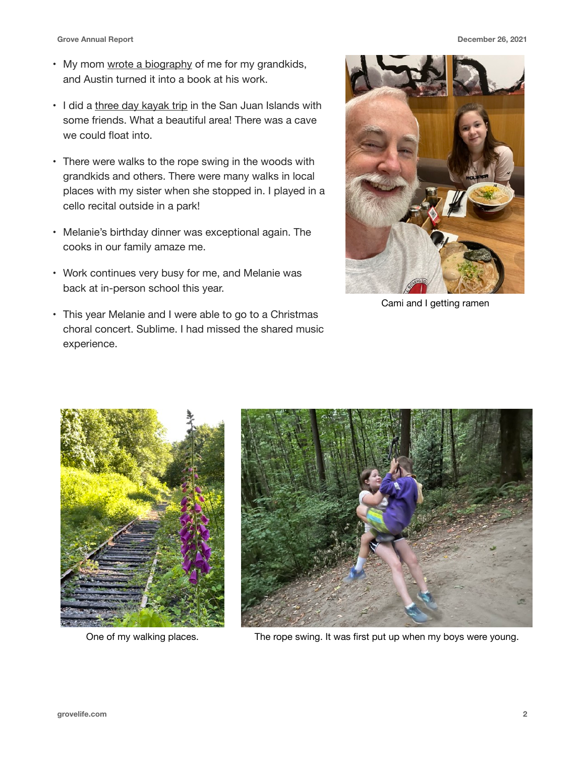- My mom wrote a biography of me for my grandkids, and Austin turned it into a book at his work.

- I did a three day kayak trip in the San Juan Islands with some friends. What a beautiful area! There was a cave we could float into.

- There were walks to the rope swing in the woods with grandkids and others. There were many walks in local places with my sister when she stopped in. I played in a cello recital outside in a park!

- Melanie's birthday dinner was exceptional again. The cooks in our family amaze me.

- Work continues very busy for me, and Melanie was back at in-person school this year.

- This year Melanie and I were able to go to a Christmas choral concert. Sublime. I had missed the shared music experience.

Cami and I getting ramen

One of my walking places.

The rope swing. It was first put up when my boys were young.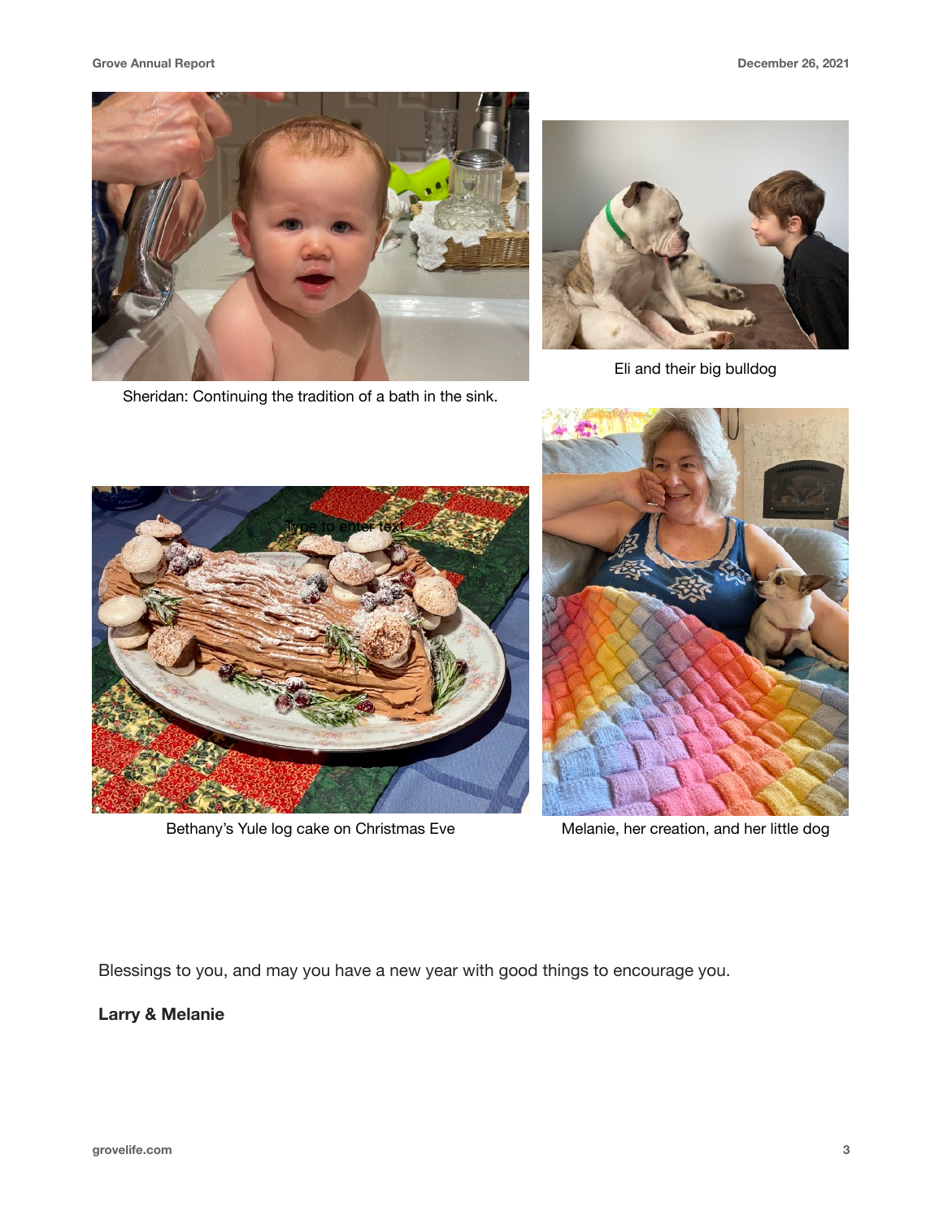Sheridan: Continuing the tradition of a bath in the sink.

Eli and their big bulldog

Bethany's Yule log cake on Christmas Eve

Melanie, her creation, and her little dog

Blessings to you, and may you have a new year with good things to encourage you.

**Larry & Melanie**